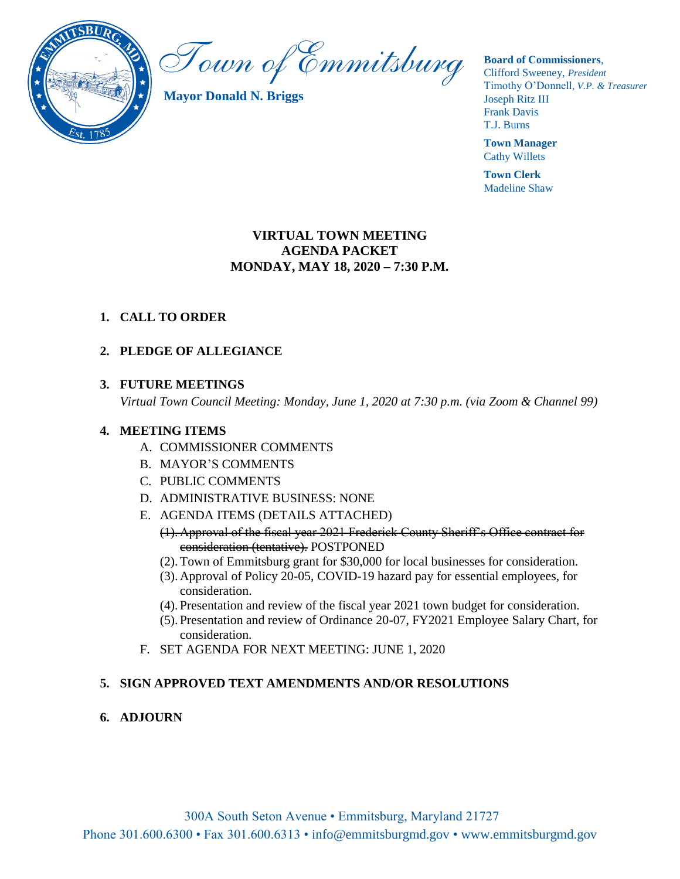# Town of Emmitsburg

**Mayor Donald N. Briggs**

**Board of Commissioners**,
Clifford Sweeney, *President*
Timothy O'Donnell, *V.P. & Treasurer*
Joseph Ritz III
Frank Davis
T.J. Burns

**Town Manager**
Cathy Willets

**Town Clerk**
Madeline Shaw

## VIRTUAL TOWN MEETING
## AGENDA PACKET
## MONDAY, MAY 18, 2020 – 7:30 P.M.

1. **CALL TO ORDER**

2. **PLEDGE OF ALLEGIANCE**

3. **FUTURE MEETINGS**
   *Virtual Town Council Meeting: Monday, June 1, 2020 at 7:30 p.m. (via Zoom & Channel 99)*

4. **MEETING ITEMS**
   A. COMMISSIONER COMMENTS
   B. MAYOR'S COMMENTS
   C. PUBLIC COMMENTS
   D. ADMINISTRATIVE BUSINESS: NONE
   E. AGENDA ITEMS (DETAILS ATTACHED)
      ~~(1). Approval of the fiscal year 2021 Frederick County Sheriff's Office contract for consideration (tentative).~~ POSTPONED
      (2). Town of Emmitsburg grant for $30,000 for local businesses for consideration.
      (3). Approval of Policy 20-05, COVID-19 hazard pay for essential employees, for consideration.
      (4). Presentation and review of the fiscal year 2021 town budget for consideration.
      (5). Presentation and review of Ordinance 20-07, FY2021 Employee Salary Chart, for consideration.
   F. SET AGENDA FOR NEXT MEETING: JUNE 1, 2020

5. **SIGN APPROVED TEXT AMENDMENTS AND/OR RESOLUTIONS**

6. **ADJOURN**

300A South Seton Avenue • Emmitsburg, Maryland 21727
Phone 301.600.6300 • Fax 301.600.6313 • info@emmitsburgmd.gov • www.emmitsburgmd.gov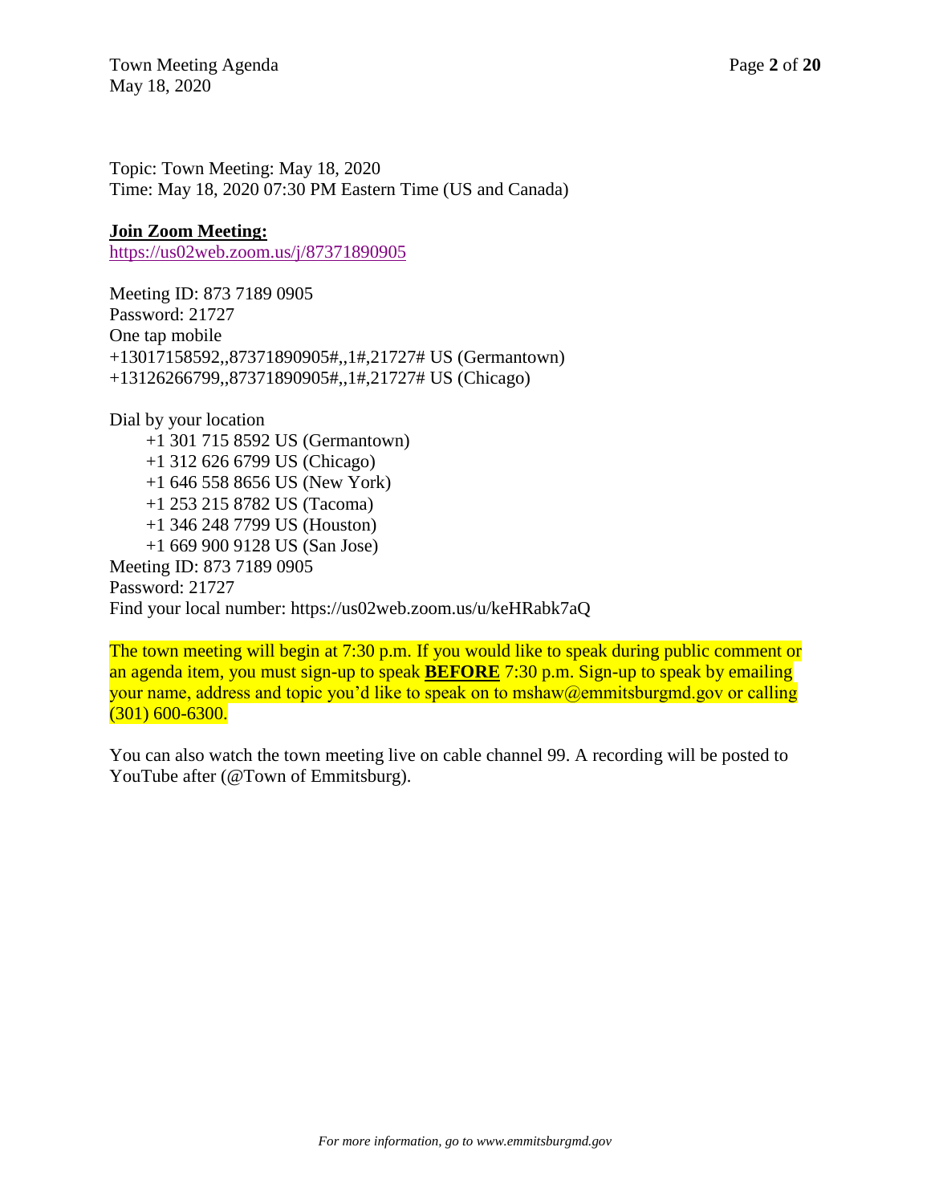Topic: Town Meeting: May 18, 2020
Time: May 18, 2020 07:30 PM Eastern Time (US and Canada)

**Join Zoom Meeting:**
https://us02web.zoom.us/j/87371890905

Meeting ID: 873 7189 0905
Password: 21727
One tap mobile
+13017158592,,87371890905#,,1#,21727# US (Germantown)
+13126266799,,87371890905#,,1#,21727# US (Chicago)

Dial by your location
- +1 301 715 8592 US (Germantown)
- +1 312 626 6799 US (Chicago)
- +1 646 558 8656 US (New York)
- +1 253 215 8782 US (Tacoma)
- +1 346 248 7799 US (Houston)
- +1 669 900 9128 US (San Jose)

Meeting ID: 873 7189 0905
Password: 21727
Find your local number: https://us02web.zoom.us/u/keHRabk7aQ

The town meeting will begin at 7:30 p.m. If you would like to speak during public comment or an agenda item, you must sign-up to speak **BEFORE** 7:30 p.m. Sign-up to speak by emailing your name, address and topic you'd like to speak on to mshaw@emmitsburgmd.gov or calling (301) 600-6300.

You can also watch the town meeting live on cable channel 99. A recording will be posted to YouTube after (@Town of Emmitsburg).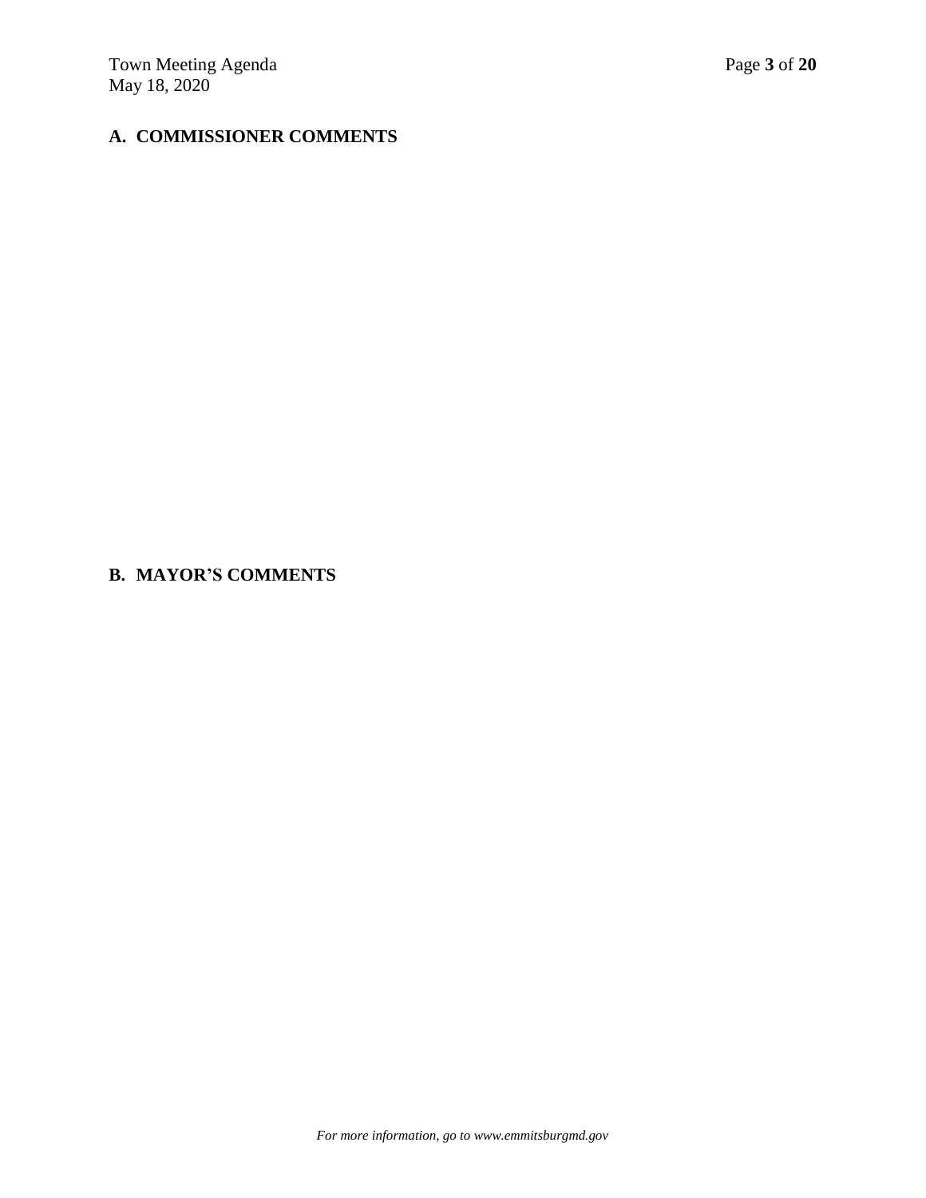## A. COMMISSIONER COMMENTS

## B. MAYOR'S COMMENTS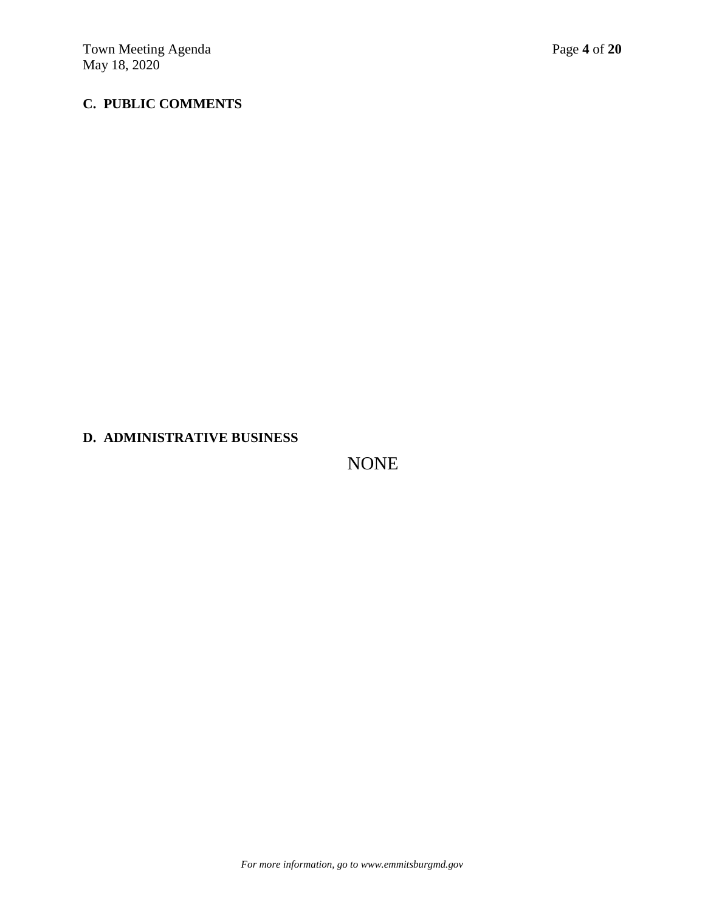**C. PUBLIC COMMENTS**

**D. ADMINISTRATIVE BUSINESS**

NONE

*For more information, go to www.emmitsburgmd.gov*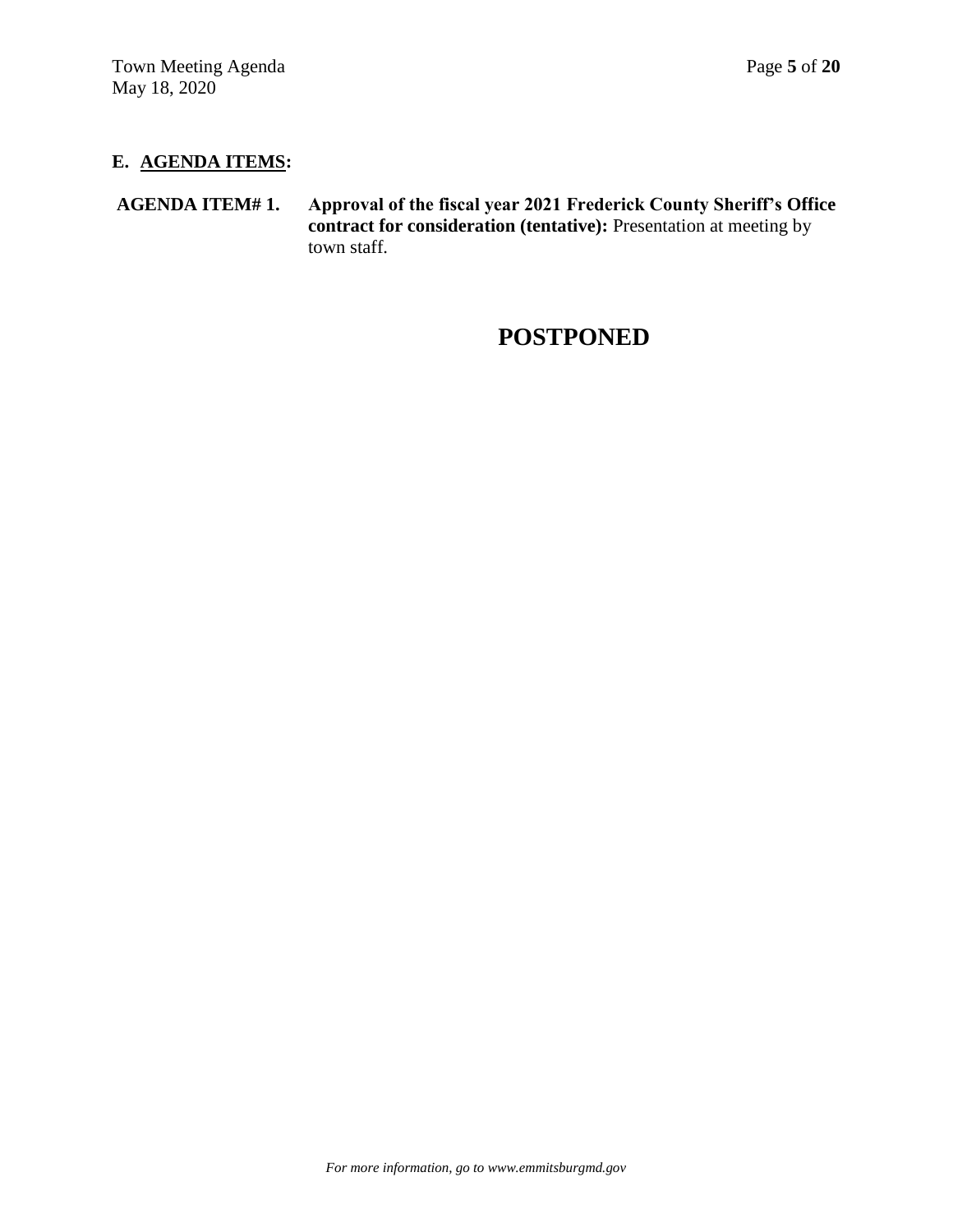## E. AGENDA ITEMS:

**AGENDA ITEM# 1.** **Approval of the fiscal year 2021 Frederick County Sheriff's Office contract for consideration (tentative):** Presentation at meeting by town staff.

# POSTPONED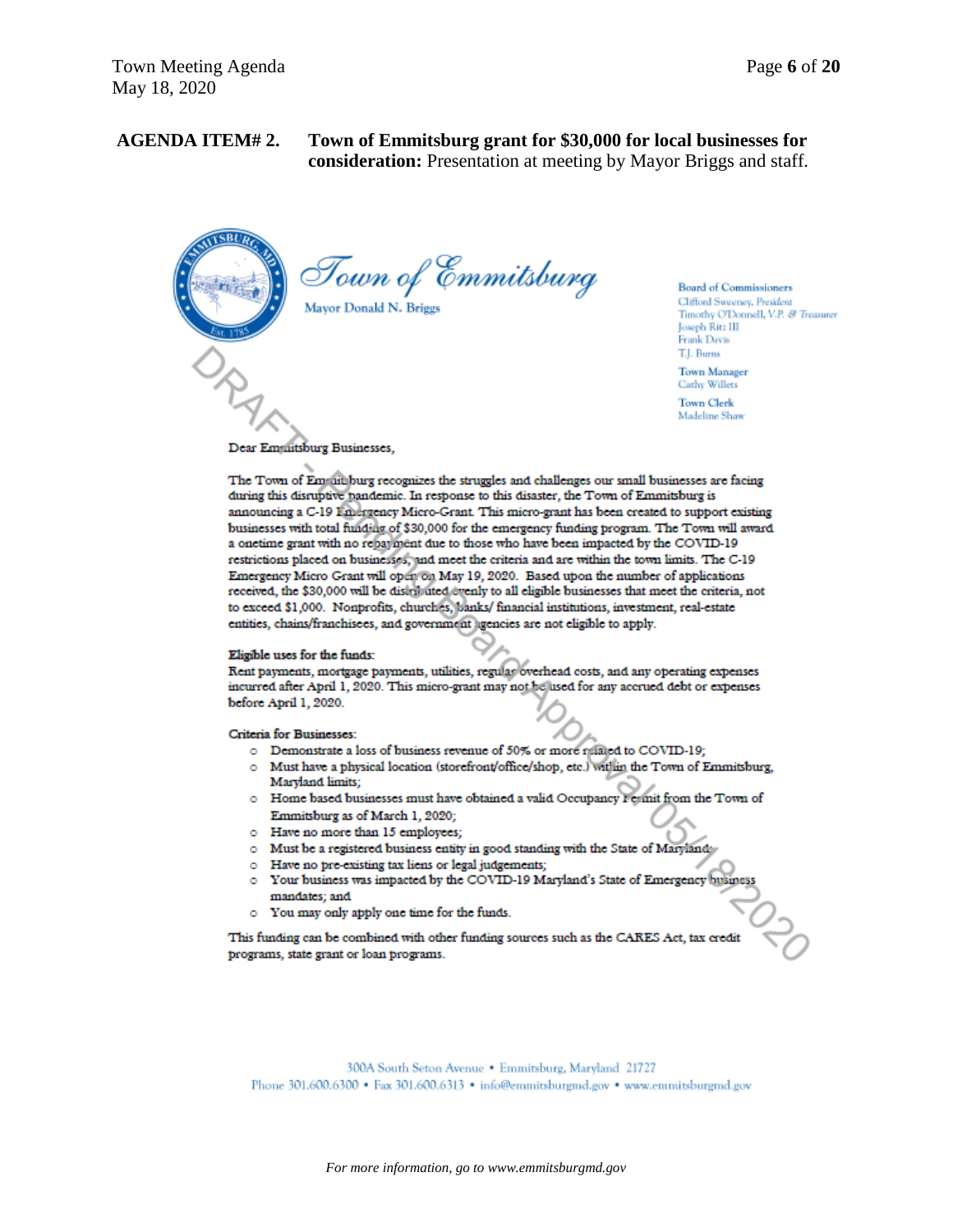**AGENDA ITEM# 2. Town of Emmitsburg grant for $30,000 for local businesses for consideration:** Presentation at meeting by Mayor Briggs and staff.

*Town of Emmitsburg*

Mayor Donald N. Briggs

**Board of Commissioners**
Clifford Sweeney, *President*
Timothy O'Donnell, *V.P. & Treasurer*
Joseph Ritz III
Frank Davis
T.J. Burns

**Town Manager**
Cathy Willets

**Town Clerk**
Madeline Shaw

DRAFT - Pending Board Approval 05/18/2020

Dear Emmitsburg Businesses,

The Town of Emmitsburg recognizes the struggles and challenges our small businesses are facing during this disruptive pandemic. In response to this disaster, the Town of Emmitsburg is announcing a C-19 Emergency Micro-Grant. This micro-grant has been created to support existing businesses with total funding of $30,000 for the emergency funding program. The Town will award a onetime grant with no repayment due to those who have been impacted by the COVID-19 restrictions placed on businesses, and meet the criteria and are within the town limits. The C-19 Emergency Micro Grant will open on May 19, 2020. Based upon the number of applications received, the $30,000 will be distributed evenly to all eligible businesses that meet the criteria, not to exceed $1,000. Nonprofits, churches, banks/ financial institutions, investment, real-estate entities, chains/franchisees, and government agencies are not eligible to apply.

Eligible uses for the funds:
Rent payments, mortgage payments, utilities, regular overhead costs, and any operating expenses incurred after April 1, 2020. This micro-grant may not be used for any accrued debt or expenses before April 1, 2020.

Criteria for Businesses:

- Demonstrate a loss of business revenue of 50% or more related to COVID-19;
- Must have a physical location (storefront/office/shop, etc.) within the Town of Emmitsburg, Maryland limits;
- Home based businesses must have obtained a valid Occupancy Permit from the Town of Emmitsburg as of March 1, 2020;
- Have no more than 15 employees;
- Must be a registered business entity in good standing with the State of Maryland;
- Have no pre-existing tax liens or legal judgements;
- Your business was impacted by the COVID-19 Maryland's State of Emergency business mandates; and
- You may only apply one time for the funds.

This funding can be combined with other funding sources such as the CARES Act, tax credit programs, state grant or loan programs.

300A South Seton Avenue • Emmitsburg, Maryland 21727
Phone 301.600.6300 • Fax 301.600.6313 • info@emmitsburgmd.gov • www.emmitsburgmd.gov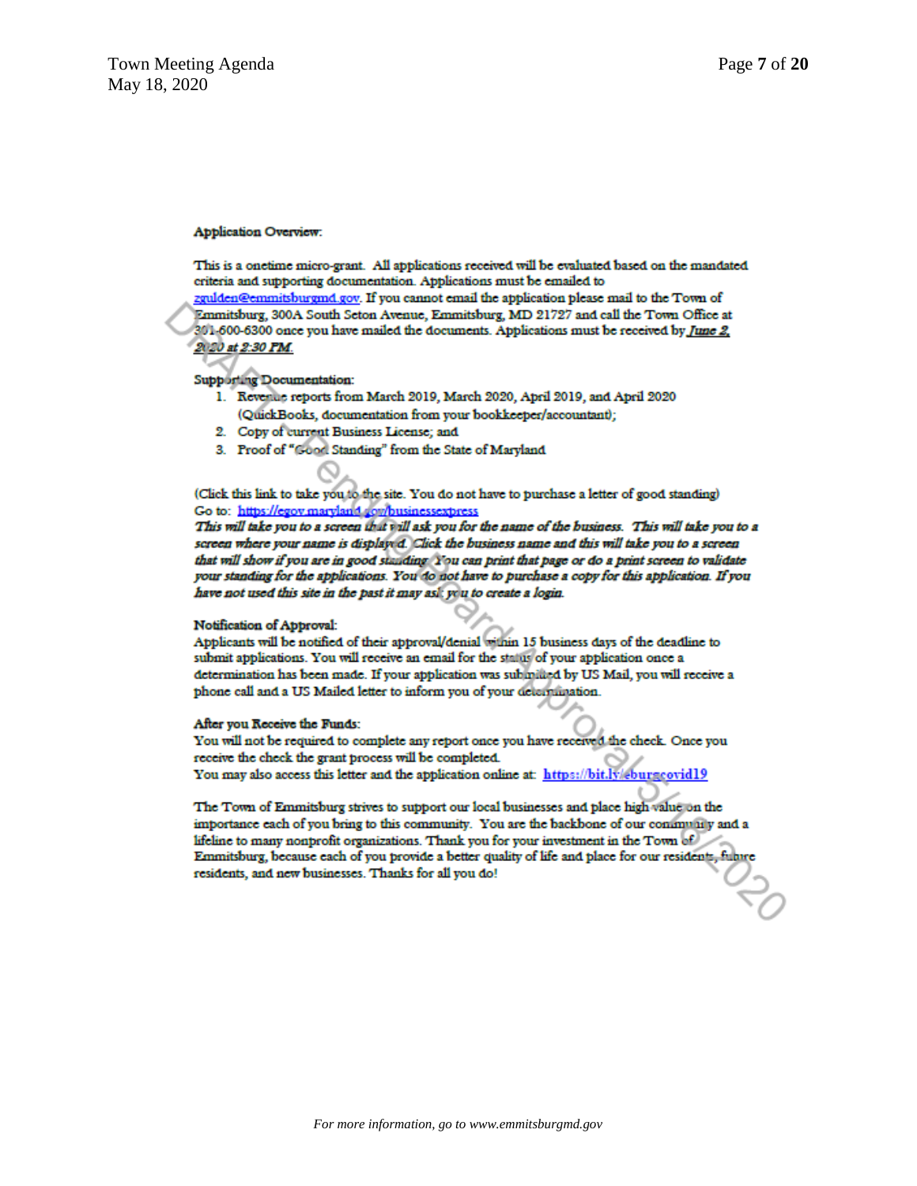**Application Overview:**

This is a onetime micro-grant. All applications received will be evaluated based on the mandated criteria and supporting documentation. Applications must be emailed to zgulden@emmitsburgmd.gov. If you cannot email the application please mail to the Town of Emmitsburg, 300A South Seton Avenue, Emmitsburg, MD 21727 and call the Town Office at 301-600-6300 once you have mailed the documents. Applications must be received by ***June 2, 2020 at 2:30 PM.***

**Supporting Documentation:**

1. Revenue reports from March 2019, March 2020, April 2019, and April 2020 (QuickBooks, documentation from your bookkeeper/accountant);
2. Copy of current Business License; and
3. Proof of "Good Standing" from the State of Maryland

(Click this link to take you to the site. You do not have to purchase a letter of good standing)
Go to: https://egov.maryland.gov/businessexpress
***This will take you to a screen that will ask you for the name of the business. This will take you to a screen where your name is displayed. Click the business name and this will take you to a screen that will show if you are in good standing. You can print that page or do a print screen to validate your standing for the applications. You do not have to purchase a copy for this application. If you have not used this site in the past it may ask you to create a login.***

**Notification of Approval:**
Applicants will be notified of their approval/denial within 15 business days of the deadline to submit applications. You will receive an email for the status of your application once a determination has been made. If your application was submitted by US Mail, you will receive a phone call and a US Mailed letter to inform you of your determination.

**After you Receive the Funds:**
You will not be required to complete any report once you have received the check. Once you receive the check the grant process will be completed.
You may also access this letter and the application online at: **https://bit.ly/eburgcovid19**

The Town of Emmitsburg strives to support our local businesses and place high value on the importance each of you bring to this community. You are the backbone of our community and a lifeline to many nonprofit organizations. Thank you for your investment in the Town of Emmitsburg, because each of you provide a better quality of life and place for our residents, future residents, and new businesses. Thanks for all you do!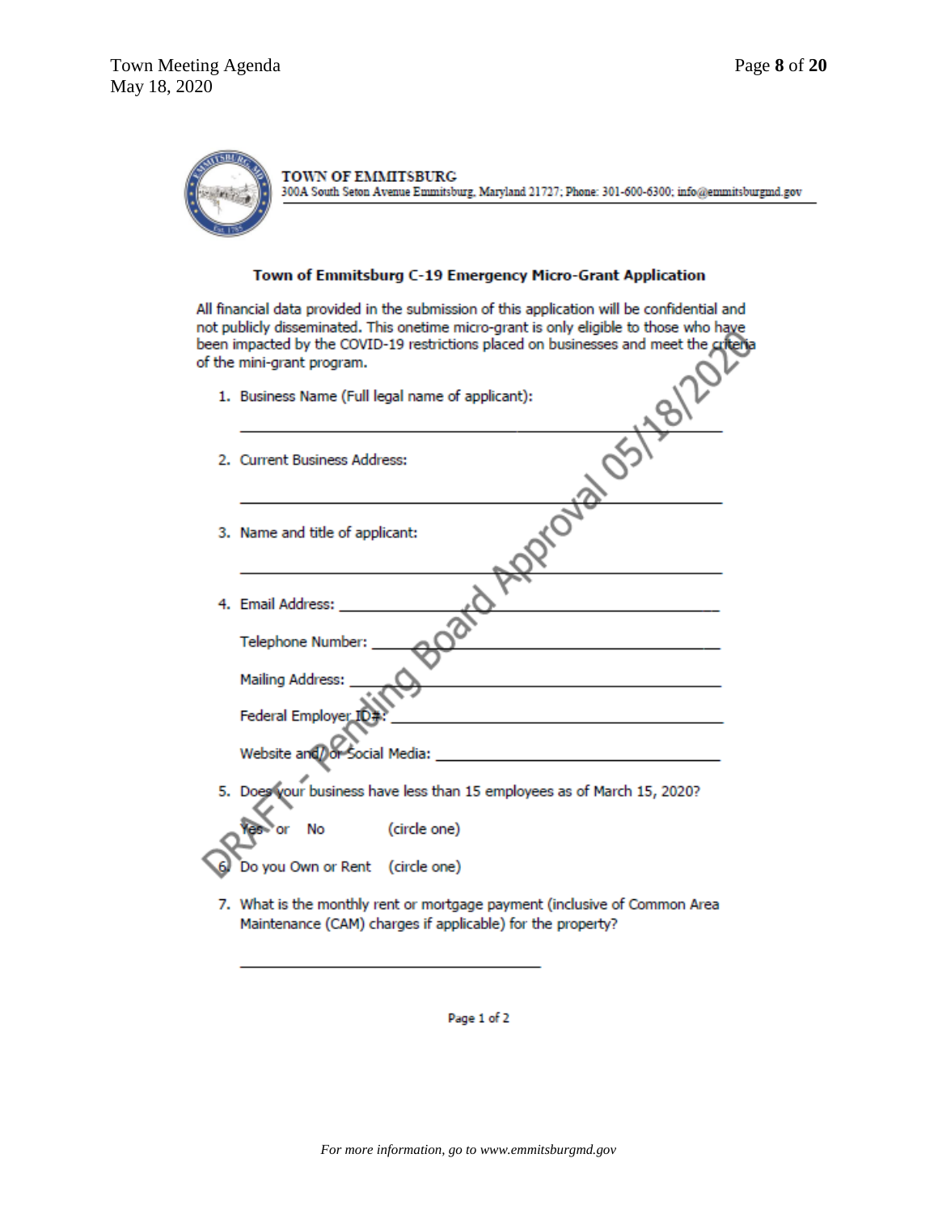**TOWN OF EMMITSBURG**
300A South Seton Avenue Emmitsburg, Maryland 21727; Phone: 301-600-6300; info@emmitsburgmd.gov

DRAFT - Pending Board Approval 05/18/2020

### Town of Emmitsburg C-19 Emergency Micro-Grant Application

All financial data provided in the submission of this application will be confidential and not publicly disseminated. This onetime micro-grant is only eligible to those who have been impacted by the COVID-19 restrictions placed on businesses and meet the criteria of the mini-grant program.

1. Business Name (Full legal name of applicant):

   ______________________________________________________________

2. Current Business Address:

   ______________________________________________________________

3. Name and title of applicant:

   ______________________________________________________________

4. Email Address: ______________________________________________

   Telephone Number: ___________________________________________

   Mailing Address: _____________________________________________

   Federal Employer ID#: ________________________________________

   Website and/or Social Media: __________________________________

5. Does your business have less than 15 employees as of March 15, 2020?

   Yes or No (circle one)

6. Do you Own or Rent (circle one)

7. What is the monthly rent or mortgage payment (inclusive of Common Area Maintenance (CAM) charges if applicable) for the property?

   ____________________________________

Page 1 of 2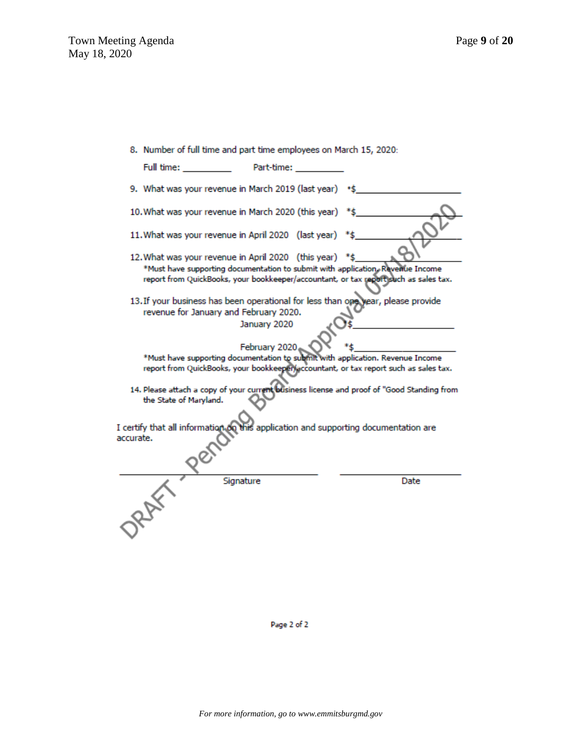8. Number of full time and part time employees on March 15, 2020:

   Full time: __________ Part-time: __________

9. What was your revenue in March 2019 (last year) *$____________________

10. What was your revenue in March 2020 (this year) *$____________________

11. What was your revenue in April 2020 (last year) *$____________________

12. What was your revenue in April 2020 (this year) *$____________________

    *Must have supporting documentation to submit with application. Revenue Income report from QuickBooks, your bookkeeper/accountant, or tax report such as sales tax.

13. If your business has been operational for less than one year, please provide revenue for January and February 2020.

    January 2020 *$____________________

    February 2020 *$____________________

    *Must have supporting documentation to submit with application. Revenue Income report from QuickBooks, your bookkeeper/accountant, or tax report such as sales tax.

14. Please attach a copy of your current business license and proof of "Good Standing from the State of Maryland.

I certify that all information on this application and supporting documentation are accurate.

______________________________ ______________________

Signature Date

DRAFT - Pending Board Approval 05/18/2020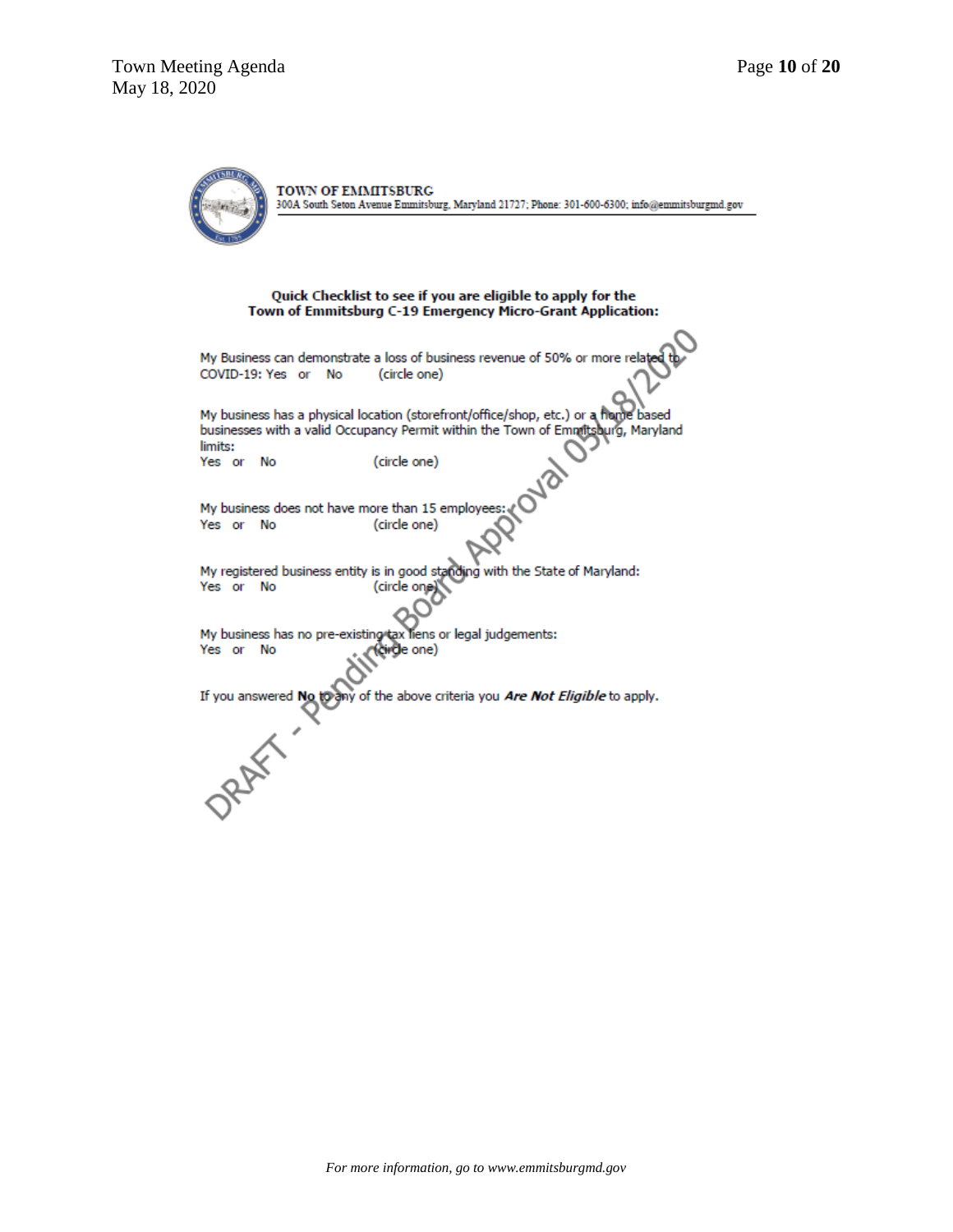**TOWN OF EMMITSBURG**
300A South Seton Avenue Emmitsburg, Maryland 21727; Phone: 301-600-6300; info@emmitsburgmd.gov

**Quick Checklist to see if you are eligible to apply for the Town of Emmitsburg C-19 Emergency Micro-Grant Application:**

My Business can demonstrate a loss of business revenue of 50% or more related to COVID-19: Yes or No (circle one)

My business has a physical location (storefront/office/shop, etc.) or a home based businesses with a valid Occupancy Permit within the Town of Emmitsburg, Maryland limits:
Yes or No (circle one)

My business does not have more than 15 employees:
Yes or No (circle one)

My registered business entity is in good standing with the State of Maryland:
Yes or No (circle one)

My business has no pre-existing tax liens or legal judgements:
Yes or No (circle one)

If you answered **No** to any of the above criteria you ***Are Not Eligible*** to apply.

DRAFT - Pending Board Approval 05/18/2020

For more information, go to www.emmitsburgmd.gov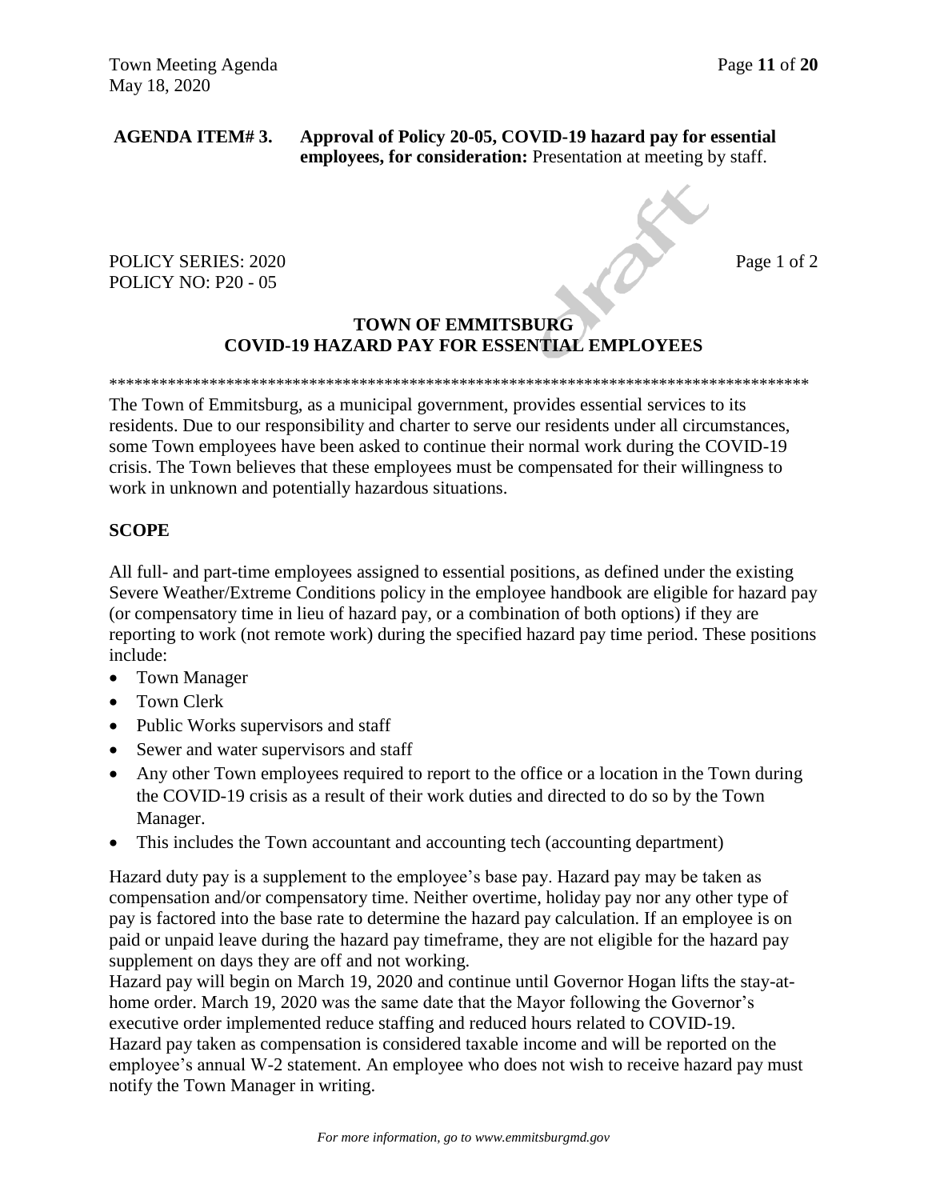**AGENDA ITEM# 3. Approval of Policy 20-05, COVID-19 hazard pay for essential employees, for consideration:** Presentation at meeting by staff.

draft

POLICY SERIES: 2020 Page 1 of 2
POLICY NO: P20 - 05

## TOWN OF EMMITSBURG
## COVID-19 HAZARD PAY FOR ESSENTIAL EMPLOYEES

**************************************************************************************

The Town of Emmitsburg, as a municipal government, provides essential services to its residents. Due to our responsibility and charter to serve our residents under all circumstances, some Town employees have been asked to continue their normal work during the COVID-19 crisis. The Town believes that these employees must be compensated for their willingness to work in unknown and potentially hazardous situations.

### SCOPE

All full- and part-time employees assigned to essential positions, as defined under the existing Severe Weather/Extreme Conditions policy in the employee handbook are eligible for hazard pay (or compensatory time in lieu of hazard pay, or a combination of both options) if they are reporting to work (not remote work) during the specified hazard pay time period. These positions include:

- Town Manager
- Town Clerk
- Public Works supervisors and staff
- Sewer and water supervisors and staff
- Any other Town employees required to report to the office or a location in the Town during the COVID-19 crisis as a result of their work duties and directed to do so by the Town Manager.
- This includes the Town accountant and accounting tech (accounting department)

Hazard duty pay is a supplement to the employee's base pay. Hazard pay may be taken as compensation and/or compensatory time. Neither overtime, holiday pay nor any other type of pay is factored into the base rate to determine the hazard pay calculation. If an employee is on paid or unpaid leave during the hazard pay timeframe, they are not eligible for the hazard pay supplement on days they are off and not working.

Hazard pay will begin on March 19, 2020 and continue until Governor Hogan lifts the stay-at-home order. March 19, 2020 was the same date that the Mayor following the Governor's executive order implemented reduce staffing and reduced hours related to COVID-19.

Hazard pay taken as compensation is considered taxable income and will be reported on the employee's annual W-2 statement. An employee who does not wish to receive hazard pay must notify the Town Manager in writing.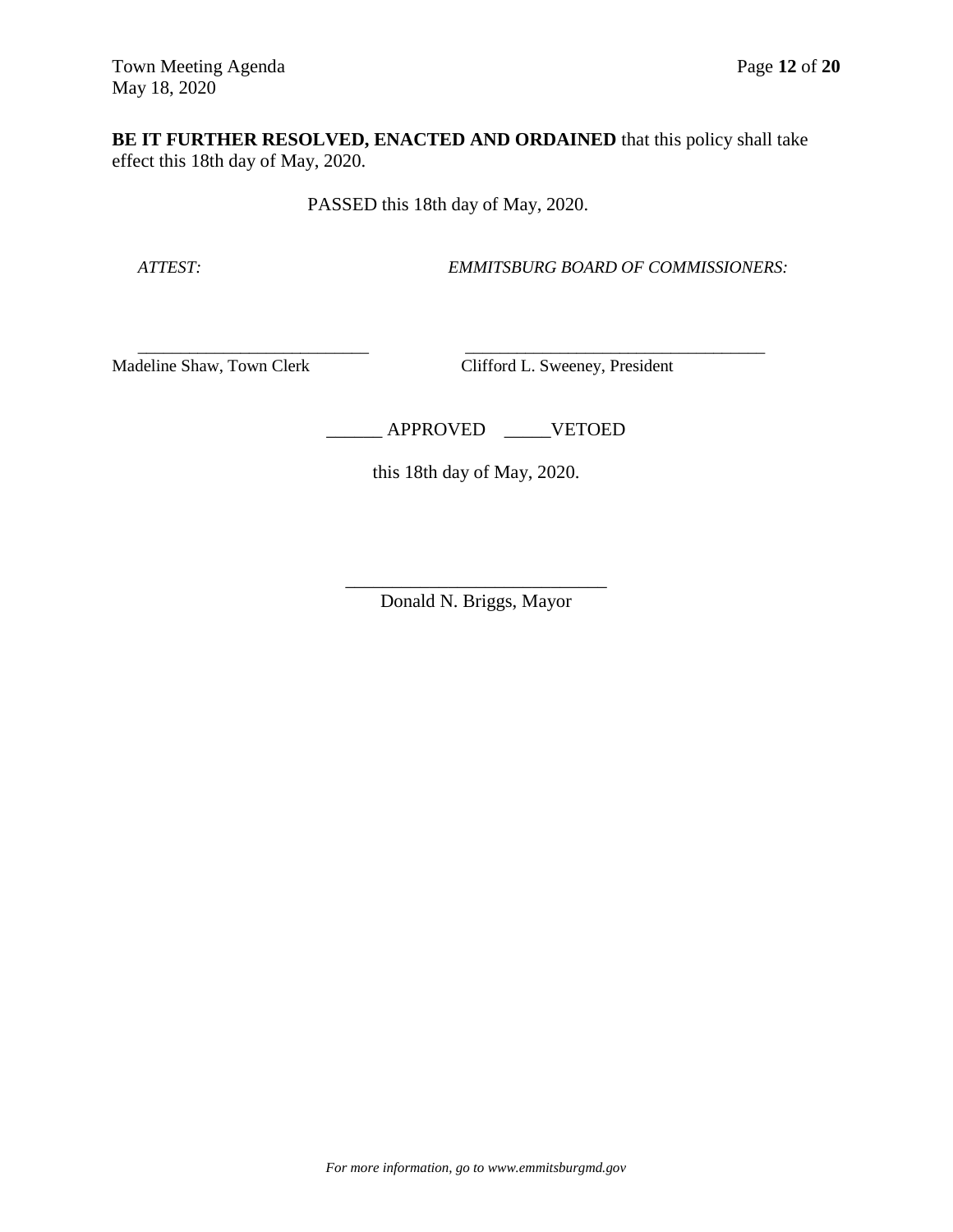**BE IT FURTHER RESOLVED, ENACTED AND ORDAINED** that this policy shall take effect this 18th day of May, 2020.

PASSED this 18th day of May, 2020.

*ATTEST:* *EMMITSBURG BOARD OF COMMISSIONERS:*

\_\_\_\_\_\_\_\_\_\_\_\_\_\_\_\_\_\_\_\_\_\_\_\_\_\_\_\_ \_\_\_\_\_\_\_\_\_\_\_\_\_\_\_\_\_\_\_\_\_\_\_\_\_\_\_\_\_\_\_\_\_\_\_\_\_
Madeline Shaw, Town Clerk Clifford L. Sweeney, President

\_\_\_\_\_\_ APPROVED \_\_\_\_\_VETOED

this 18th day of May, 2020.

\_\_\_\_\_\_\_\_\_\_\_\_\_\_\_\_\_\_\_\_\_\_\_\_\_\_\_\_\_
Donald N. Briggs, Mayor

*For more information, go to www.emmitsburgmd.gov*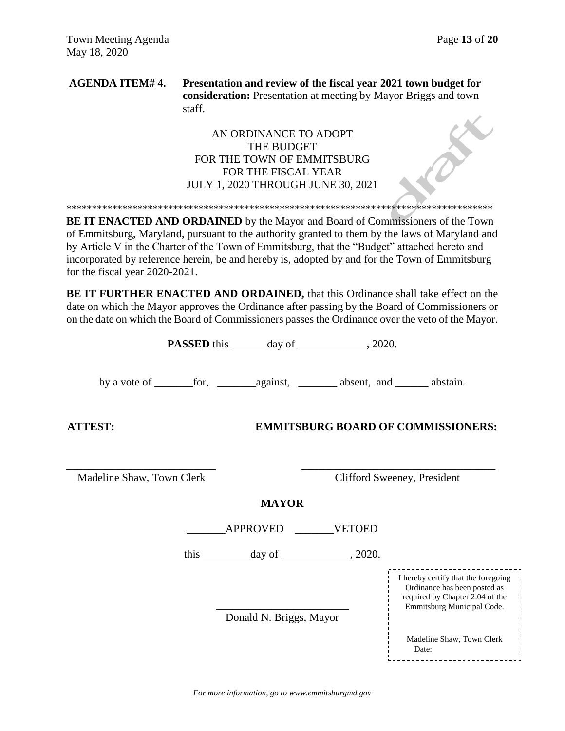**AGENDA ITEM# 4. Presentation and review of the fiscal year 2021 town budget for consideration:** Presentation at meeting by Mayor Briggs and town staff.

AN ORDINANCE TO ADOPT
THE BUDGET
FOR THE TOWN OF EMMITSBURG
FOR THE FISCAL YEAR
JULY 1, 2020 THROUGH JUNE 30, 2021

***************************************************************************************

**BE IT ENACTED AND ORDAINED** by the Mayor and Board of Commissioners of the Town of Emmitsburg, Maryland, pursuant to the authority granted to them by the laws of Maryland and by Article V in the Charter of the Town of Emmitsburg, that the "Budget" attached hereto and incorporated by reference herein, be and hereby is, adopted by and for the Town of Emmitsburg for the fiscal year 2020-2021.

**BE IT FURTHER ENACTED AND ORDAINED,** that this Ordinance shall take effect on the date on which the Mayor approves the Ordinance after passing by the Board of Commissioners or on the date on which the Board of Commissioners passes the Ordinance over the veto of the Mayor.

**PASSED** this ______ day of ____________, 2020.

by a vote of _______for, _______against, _______ absent, and ______ abstain.

**ATTEST:** **EMMITSBURG BOARD OF COMMISSIONERS:**

__________________________ __________________________________

Madeline Shaw, Town Clerk Clifford Sweeney, President

**MAYOR**

_______APPROVED _______VETOED

this ________day of ____________, 2020.

________________________

Donald N. Briggs, Mayor

I hereby certify that the foregoing Ordinance has been posted as required by Chapter 2.04 of the Emmitsburg Municipal Code.

Madeline Shaw, Town Clerk
Date:

*For more information, go to www.emmitsburgmd.gov*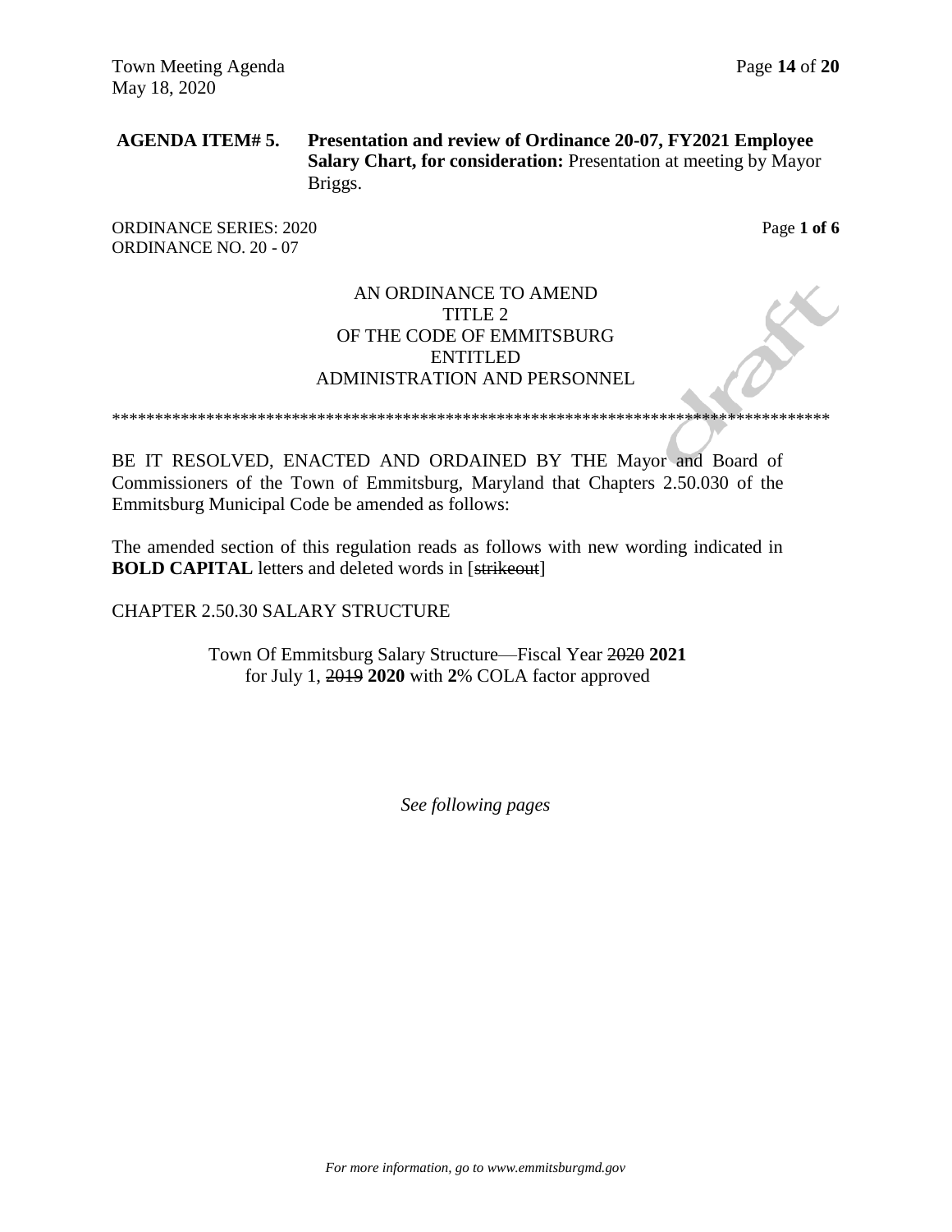**AGENDA ITEM# 5. Presentation and review of Ordinance 20-07, FY2021 Employee Salary Chart, for consideration:** Presentation at meeting by Mayor Briggs.

ORDINANCE SERIES: 2020
ORDINANCE NO. 20 - 07

Page **1 of 6**

AN ORDINANCE TO AMEND
TITLE 2
OF THE CODE OF EMMITSBURG
ENTITLED
ADMINISTRATION AND PERSONNEL

*************************************************************************************

BE IT RESOLVED, ENACTED AND ORDAINED BY THE Mayor and Board of Commissioners of the Town of Emmitsburg, Maryland that Chapters 2.50.030 of the Emmitsburg Municipal Code be amended as follows:

The amended section of this regulation reads as follows with new wording indicated in **BOLD CAPITAL** letters and deleted words in [~~strikeout~~]

CHAPTER 2.50.30 SALARY STRUCTURE

Town Of Emmitsburg Salary Structure—Fiscal Year ~~2020~~ **2021**
for July 1, ~~2019~~ **2020** with **2**% COLA factor approved

*See following pages*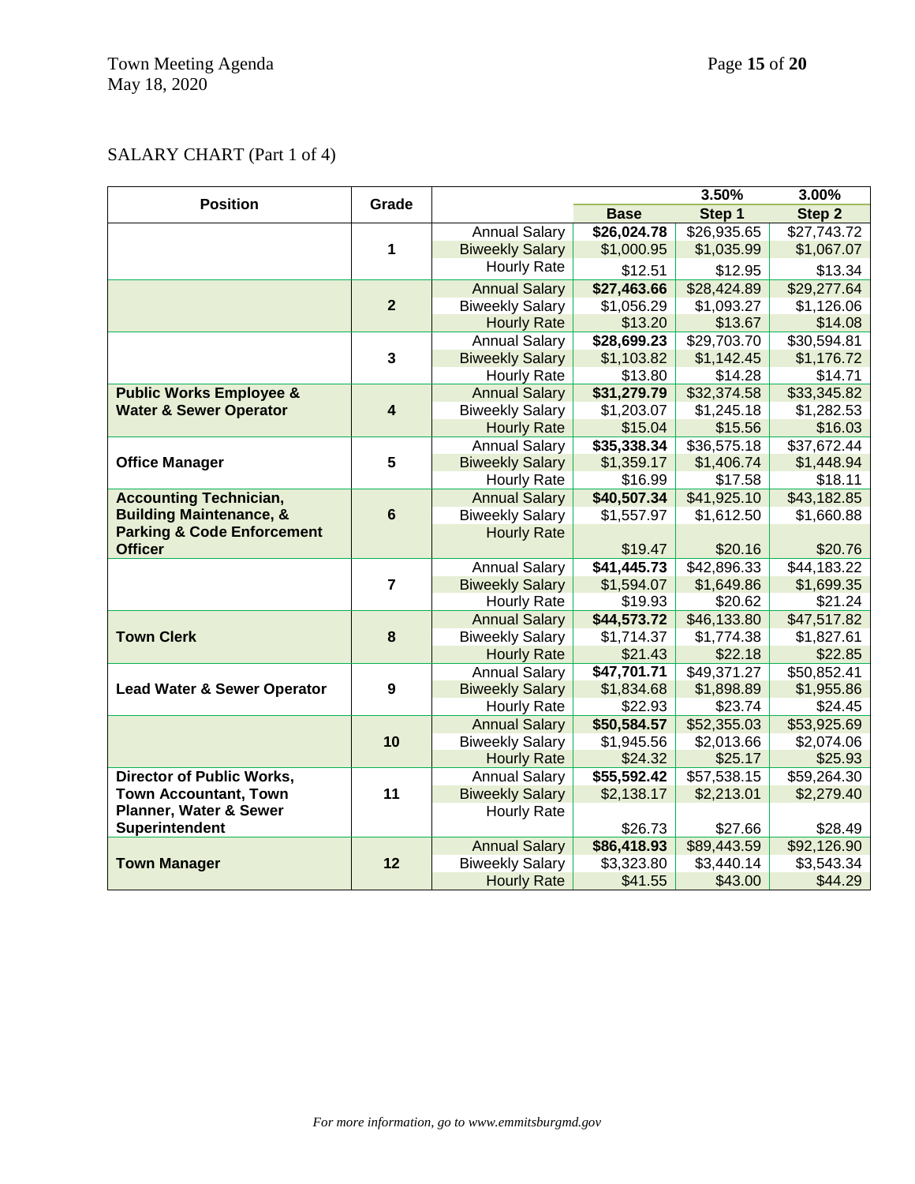SALARY CHART (Part 1 of 4)

| Position | Grade | | | 3.50% | 3.00% |
|---|---|---|---|---|---|
| | | | **Base** | **Step 1** | **Step 2** |
| | **1** | Annual Salary | **$26,024.78** | $26,935.65 | $27,743.72 |
| | | Biweekly Salary | $1,000.95 | $1,035.99 | $1,067.07 |
| | | Hourly Rate | $12.51 | $12.95 | $13.34 |
| | **2** | Annual Salary | **$27,463.66** | $28,424.89 | $29,277.64 |
| | | Biweekly Salary | $1,056.29 | $1,093.27 | $1,126.06 |
| | | Hourly Rate | $13.20 | $13.67 | $14.08 |
| | **3** | Annual Salary | **$28,699.23** | $29,703.70 | $30,594.81 |
| | | Biweekly Salary | $1,103.82 | $1,142.45 | $1,176.72 |
| | | Hourly Rate | $13.80 | $14.28 | $14.71 |
| **Public Works Employee & Water & Sewer Operator** | **4** | Annual Salary | **$31,279.79** | $32,374.58 | $33,345.82 |
| | | Biweekly Salary | $1,203.07 | $1,245.18 | $1,282.53 |
| | | Hourly Rate | $15.04 | $15.56 | $16.03 |
| **Office Manager** | **5** | Annual Salary | **$35,338.34** | $36,575.18 | $37,672.44 |
| | | Biweekly Salary | $1,359.17 | $1,406.74 | $1,448.94 |
| | | Hourly Rate | $16.99 | $17.58 | $18.11 |
| **Accounting Technician, Building Maintenance, & Parking & Code Enforcement Officer** | **6** | Annual Salary | **$40,507.34** | $41,925.10 | $43,182.85 |
| | | Biweekly Salary | $1,557.97 | $1,612.50 | $1,660.88 |
| | | Hourly Rate | $19.47 | $20.16 | $20.76 |
| | **7** | Annual Salary | **$41,445.73** | $42,896.33 | $44,183.22 |
| | | Biweekly Salary | $1,594.07 | $1,649.86 | $1,699.35 |
| | | Hourly Rate | $19.93 | $20.62 | $21.24 |
| **Town Clerk** | **8** | Annual Salary | **$44,573.72** | $46,133.80 | $47,517.82 |
| | | Biweekly Salary | $1,714.37 | $1,774.38 | $1,827.61 |
| | | Hourly Rate | $21.43 | $22.18 | $22.85 |
| **Lead Water & Sewer Operator** | **9** | Annual Salary | **$47,701.71** | $49,371.27 | $50,852.41 |
| | | Biweekly Salary | $1,834.68 | $1,898.89 | $1,955.86 |
| | | Hourly Rate | $22.93 | $23.74 | $24.45 |
| | **10** | Annual Salary | **$50,584.57** | $52,355.03 | $53,925.69 |
| | | Biweekly Salary | $1,945.56 | $2,013.66 | $2,074.06 |
| | | Hourly Rate | $24.32 | $25.17 | $25.93 |
| **Director of Public Works, Town Accountant, Town Planner, Water & Sewer Superintendent** | **11** | Annual Salary | **$55,592.42** | $57,538.15 | $59,264.30 |
| | | Biweekly Salary | $2,138.17 | $2,213.01 | $2,279.40 |
| | | Hourly Rate | $26.73 | $27.66 | $28.49 |
| **Town Manager** | **12** | Annual Salary | **$86,418.93** | $89,443.59 | $92,126.90 |
| | | Biweekly Salary | $3,323.80 | $3,440.14 | $3,543.34 |
| | | Hourly Rate | $41.55 | $43.00 | $44.29 |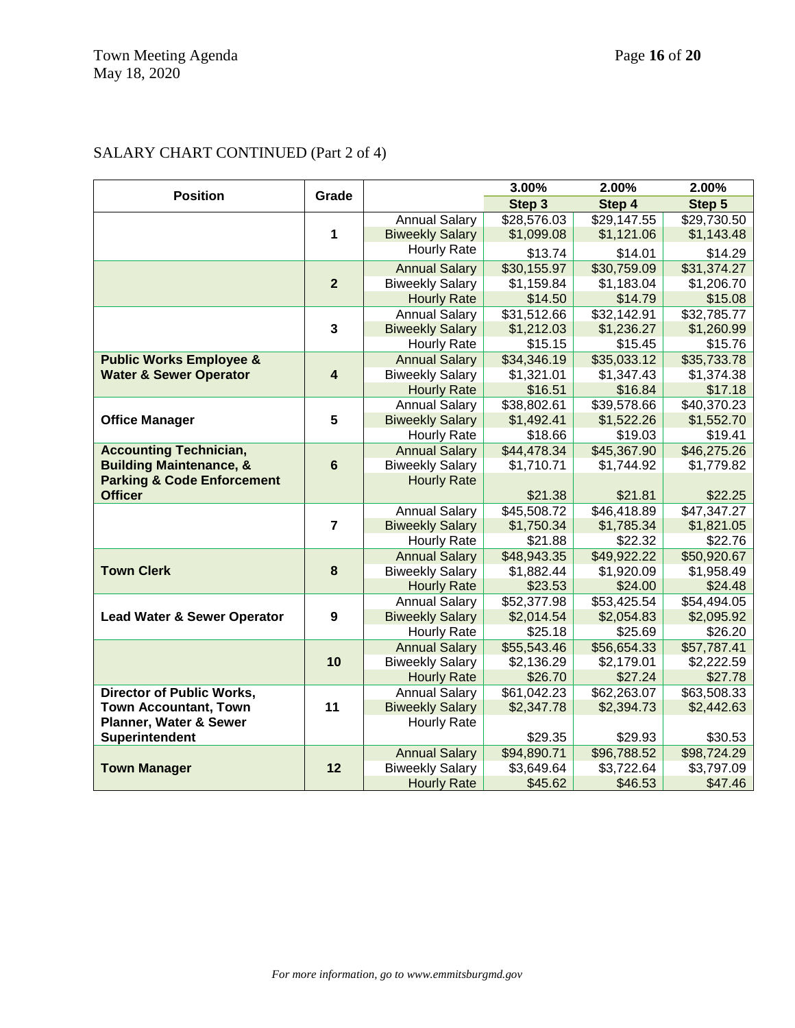SALARY CHART CONTINUED (Part 2 of 4)

| Position | Grade | | 3.00% | 2.00% | 2.00% |
|---|---|---|---|---|---|
| | | | Step 3 | Step 4 | Step 5 |
| | 1 | Annual Salary | $28,576.03 | $29,147.55 | $29,730.50 |
| | | Biweekly Salary | $1,099.08 | $1,121.06 | $1,143.48 |
| | | Hourly Rate | $13.74 | $14.01 | $14.29 |
| | 2 | Annual Salary | $30,155.97 | $30,759.09 | $31,374.27 |
| | | Biweekly Salary | $1,159.84 | $1,183.04 | $1,206.70 |
| | | Hourly Rate | $14.50 | $14.79 | $15.08 |
| | 3 | Annual Salary | $31,512.66 | $32,142.91 | $32,785.77 |
| | | Biweekly Salary | $1,212.03 | $1,236.27 | $1,260.99 |
| | | Hourly Rate | $15.15 | $15.45 | $15.76 |
| **Public Works Employee & Water & Sewer Operator** | 4 | Annual Salary | $34,346.19 | $35,033.12 | $35,733.78 |
| | | Biweekly Salary | $1,321.01 | $1,347.43 | $1,374.38 |
| | | Hourly Rate | $16.51 | $16.84 | $17.18 |
| **Office Manager** | 5 | Annual Salary | $38,802.61 | $39,578.66 | $40,370.23 |
| | | Biweekly Salary | $1,492.41 | $1,522.26 | $1,552.70 |
| | | Hourly Rate | $18.66 | $19.03 | $19.41 |
| **Accounting Technician, Building Maintenance, & Parking & Code Enforcement Officer** | 6 | Annual Salary | $44,478.34 | $45,367.90 | $46,275.26 |
| | | Biweekly Salary | $1,710.71 | $1,744.92 | $1,779.82 |
| | | Hourly Rate | $21.38 | $21.81 | $22.25 |
| | 7 | Annual Salary | $45,508.72 | $46,418.89 | $47,347.27 |
| | | Biweekly Salary | $1,750.34 | $1,785.34 | $1,821.05 |
| | | Hourly Rate | $21.88 | $22.32 | $22.76 |
| **Town Clerk** | 8 | Annual Salary | $48,943.35 | $49,922.22 | $50,920.67 |
| | | Biweekly Salary | $1,882.44 | $1,920.09 | $1,958.49 |
| | | Hourly Rate | $23.53 | $24.00 | $24.48 |
| **Lead Water & Sewer Operator** | 9 | Annual Salary | $52,377.98 | $53,425.54 | $54,494.05 |
| | | Biweekly Salary | $2,014.54 | $2,054.83 | $2,095.92 |
| | | Hourly Rate | $25.18 | $25.69 | $26.20 |
| | 10 | Annual Salary | $55,543.46 | $56,654.33 | $57,787.41 |
| | | Biweekly Salary | $2,136.29 | $2,179.01 | $2,222.59 |
| | | Hourly Rate | $26.70 | $27.24 | $27.78 |
| **Director of Public Works, Town Accountant, Town Planner, Water & Sewer Superintendent** | 11 | Annual Salary | $61,042.23 | $62,263.07 | $63,508.33 |
| | | Biweekly Salary | $2,347.78 | $2,394.73 | $2,442.63 |
| | | Hourly Rate | $29.35 | $29.93 | $30.53 |
| **Town Manager** | 12 | Annual Salary | $94,890.71 | $96,788.52 | $98,724.29 |
| | | Biweekly Salary | $3,649.64 | $3,722.64 | $3,797.09 |
| | | Hourly Rate | $45.62 | $46.53 | $47.46 |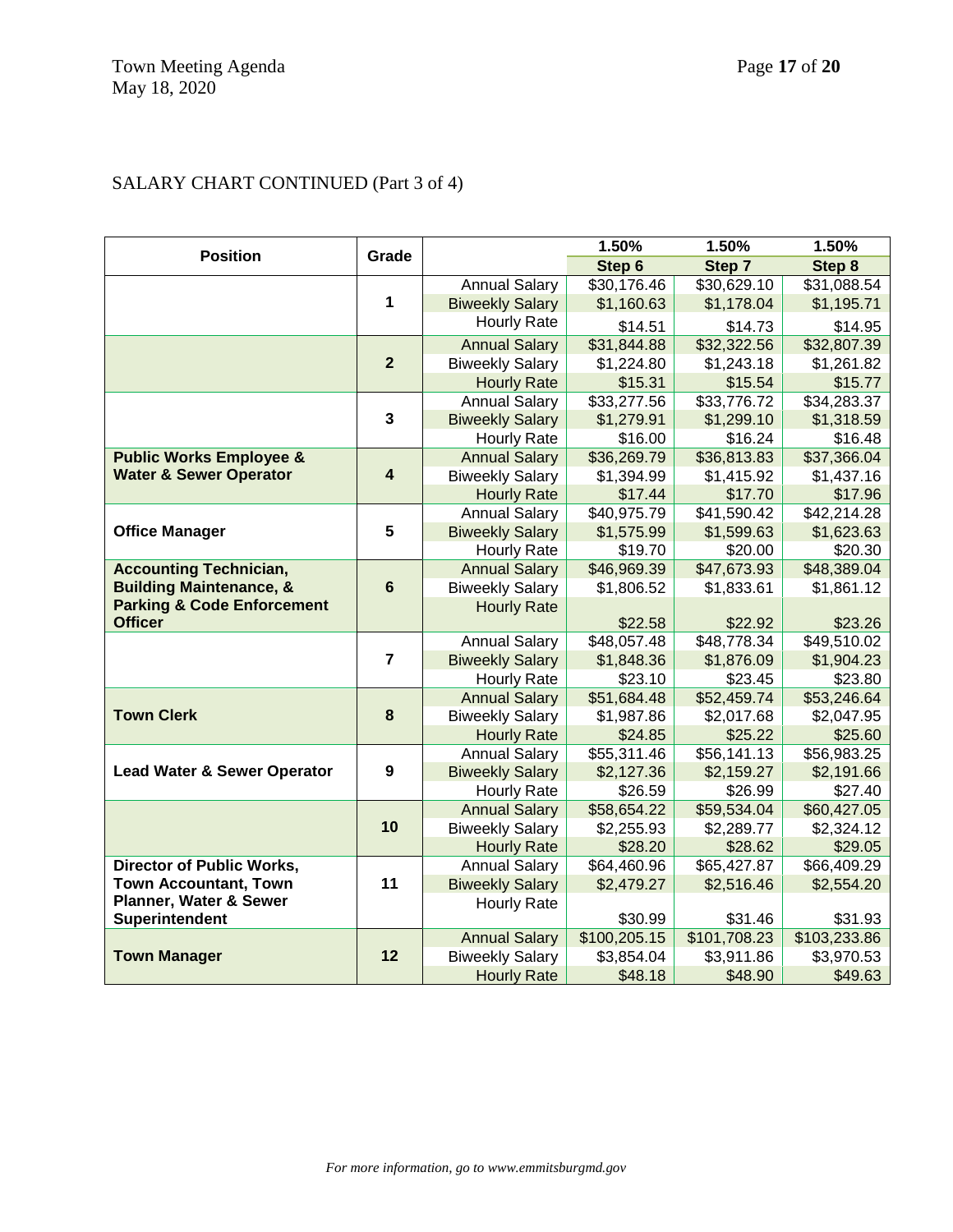SALARY CHART CONTINUED (Part 3 of 4)

| Position | Grade | | 1.50% | 1.50% | 1.50% |
|---|---|---|---|---|---|
| | | | Step 6 | Step 7 | Step 8 |
| | 1 | Annual Salary | $30,176.46 | $30,629.10 | $31,088.54 |
| | | Biweekly Salary | $1,160.63 | $1,178.04 | $1,195.71 |
| | | Hourly Rate | $14.51 | $14.73 | $14.95 |
| | 2 | Annual Salary | $31,844.88 | $32,322.56 | $32,807.39 |
| | | Biweekly Salary | $1,224.80 | $1,243.18 | $1,261.82 |
| | | Hourly Rate | $15.31 | $15.54 | $15.77 |
| | 3 | Annual Salary | $33,277.56 | $33,776.72 | $34,283.37 |
| | | Biweekly Salary | $1,279.91 | $1,299.10 | $1,318.59 |
| | | Hourly Rate | $16.00 | $16.24 | $16.48 |
| **Public Works Employee & Water & Sewer Operator** | 4 | Annual Salary | $36,269.79 | $36,813.83 | $37,366.04 |
| | | Biweekly Salary | $1,394.99 | $1,415.92 | $1,437.16 |
| | | Hourly Rate | $17.44 | $17.70 | $17.96 |
| **Office Manager** | 5 | Annual Salary | $40,975.79 | $41,590.42 | $42,214.28 |
| | | Biweekly Salary | $1,575.99 | $1,599.63 | $1,623.63 |
| | | Hourly Rate | $19.70 | $20.00 | $20.30 |
| **Accounting Technician, Building Maintenance, & Parking & Code Enforcement Officer** | 6 | Annual Salary | $46,969.39 | $47,673.93 | $48,389.04 |
| | | Biweekly Salary | $1,806.52 | $1,833.61 | $1,861.12 |
| | | Hourly Rate | $22.58 | $22.92 | $23.26 |
| | 7 | Annual Salary | $48,057.48 | $48,778.34 | $49,510.02 |
| | | Biweekly Salary | $1,848.36 | $1,876.09 | $1,904.23 |
| | | Hourly Rate | $23.10 | $23.45 | $23.80 |
| **Town Clerk** | 8 | Annual Salary | $51,684.48 | $52,459.74 | $53,246.64 |
| | | Biweekly Salary | $1,987.86 | $2,017.68 | $2,047.95 |
| | | Hourly Rate | $24.85 | $25.22 | $25.60 |
| **Lead Water & Sewer Operator** | 9 | Annual Salary | $55,311.46 | $56,141.13 | $56,983.25 |
| | | Biweekly Salary | $2,127.36 | $2,159.27 | $2,191.66 |
| | | Hourly Rate | $26.59 | $26.99 | $27.40 |
| | 10 | Annual Salary | $58,654.22 | $59,534.04 | $60,427.05 |
| | | Biweekly Salary | $2,255.93 | $2,289.77 | $2,324.12 |
| | | Hourly Rate | $28.20 | $28.62 | $29.05 |
| **Director of Public Works, Town Accountant, Town Planner, Water & Sewer Superintendent** | 11 | Annual Salary | $64,460.96 | $65,427.87 | $66,409.29 |
| | | Biweekly Salary | $2,479.27 | $2,516.46 | $2,554.20 |
| | | Hourly Rate | $30.99 | $31.46 | $31.93 |
| **Town Manager** | 12 | Annual Salary | $100,205.15 | $101,708.23 | $103,233.86 |
| | | Biweekly Salary | $3,854.04 | $3,911.86 | $3,970.53 |
| | | Hourly Rate | $48.18 | $48.90 | $49.63 |

*For more information, go to www.emmitsburgmd.gov*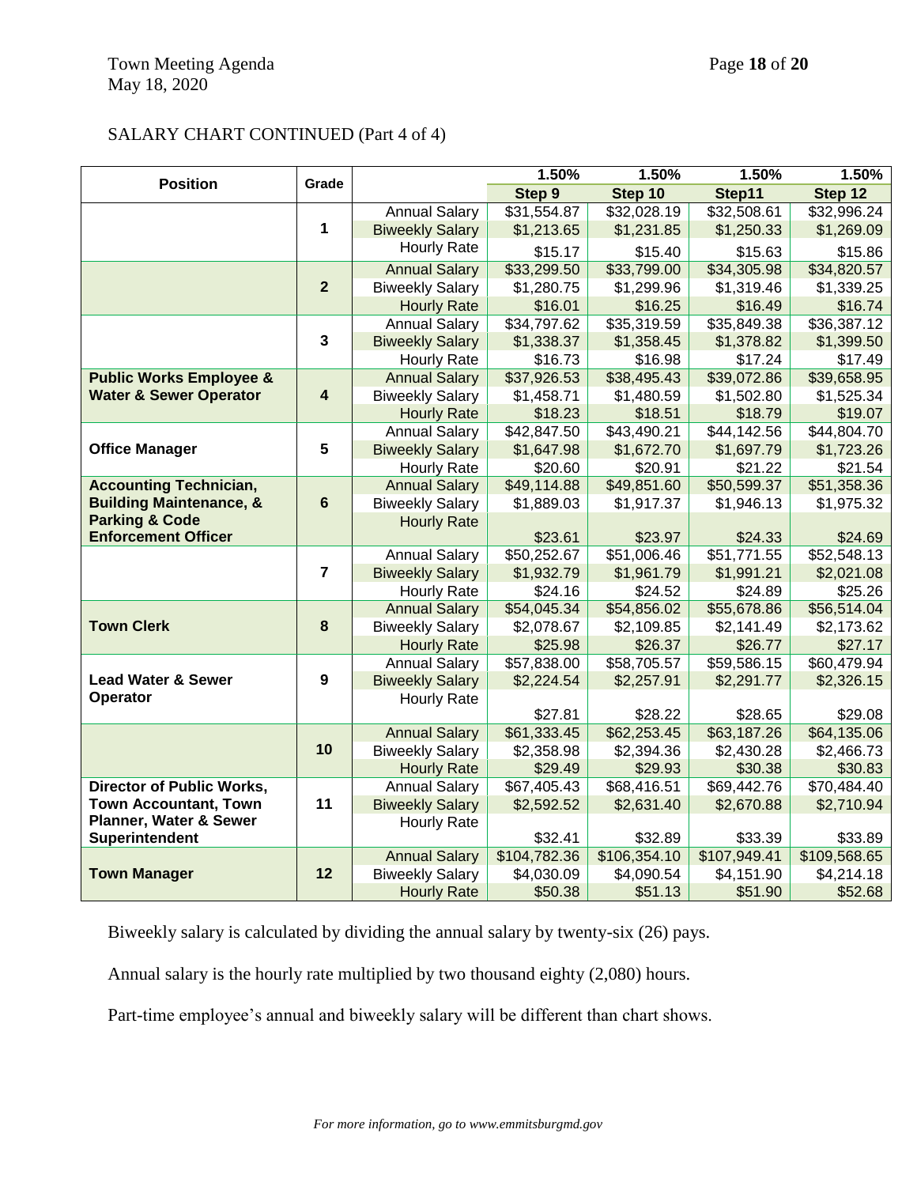SALARY CHART CONTINUED (Part 4 of 4)

| Position | Grade | | 1.50% | 1.50% | 1.50% | 1.50% |
|---|---|---|---|---|---|---|
| | | | Step 9 | Step 10 | Step11 | Step 12 |
| | 1 | Annual Salary | $31,554.87 | $32,028.19 | $32,508.61 | $32,996.24 |
| | | Biweekly Salary | $1,213.65 | $1,231.85 | $1,250.33 | $1,269.09 |
| | | Hourly Rate | $15.17 | $15.40 | $15.63 | $15.86 |
| | 2 | Annual Salary | $33,299.50 | $33,799.00 | $34,305.98 | $34,820.57 |
| | | Biweekly Salary | $1,280.75 | $1,299.96 | $1,319.46 | $1,339.25 |
| | | Hourly Rate | $16.01 | $16.25 | $16.49 | $16.74 |
| | 3 | Annual Salary | $34,797.62 | $35,319.59 | $35,849.38 | $36,387.12 |
| | | Biweekly Salary | $1,338.37 | $1,358.45 | $1,378.82 | $1,399.50 |
| | | Hourly Rate | $16.73 | $16.98 | $17.24 | $17.49 |
| **Public Works Employee & Water & Sewer Operator** | 4 | Annual Salary | $37,926.53 | $38,495.43 | $39,072.86 | $39,658.95 |
| | | Biweekly Salary | $1,458.71 | $1,480.59 | $1,502.80 | $1,525.34 |
| | | Hourly Rate | $18.23 | $18.51 | $18.79 | $19.07 |
| **Office Manager** | 5 | Annual Salary | $42,847.50 | $43,490.21 | $44,142.56 | $44,804.70 |
| | | Biweekly Salary | $1,647.98 | $1,672.70 | $1,697.79 | $1,723.26 |
| | | Hourly Rate | $20.60 | $20.91 | $21.22 | $21.54 |
| **Accounting Technician, Building Maintenance, & Parking & Code Enforcement Officer** | 6 | Annual Salary | $49,114.88 | $49,851.60 | $50,599.37 | $51,358.36 |
| | | Biweekly Salary | $1,889.03 | $1,917.37 | $1,946.13 | $1,975.32 |
| | | Hourly Rate | $23.61 | $23.97 | $24.33 | $24.69 |
| | 7 | Annual Salary | $50,252.67 | $51,006.46 | $51,771.55 | $52,548.13 |
| | | Biweekly Salary | $1,932.79 | $1,961.79 | $1,991.21 | $2,021.08 |
| | | Hourly Rate | $24.16 | $24.52 | $24.89 | $25.26 |
| **Town Clerk** | 8 | Annual Salary | $54,045.34 | $54,856.02 | $55,678.86 | $56,514.04 |
| | | Biweekly Salary | $2,078.67 | $2,109.85 | $2,141.49 | $2,173.62 |
| | | Hourly Rate | $25.98 | $26.37 | $26.77 | $27.17 |
| **Lead Water & Sewer Operator** | 9 | Annual Salary | $57,838.00 | $58,705.57 | $59,586.15 | $60,479.94 |
| | | Biweekly Salary | $2,224.54 | $2,257.91 | $2,291.77 | $2,326.15 |
| | | Hourly Rate | $27.81 | $28.22 | $28.65 | $29.08 |
| | 10 | Annual Salary | $61,333.45 | $62,253.45 | $63,187.26 | $64,135.06 |
| | | Biweekly Salary | $2,358.98 | $2,394.36 | $2,430.28 | $2,466.73 |
| | | Hourly Rate | $29.49 | $29.93 | $30.38 | $30.83 |
| **Director of Public Works, Town Accountant, Town Planner, Water & Sewer Superintendent** | 11 | Annual Salary | $67,405.43 | $68,416.51 | $69,442.76 | $70,484.40 |
| | | Biweekly Salary | $2,592.52 | $2,631.40 | $2,670.88 | $2,710.94 |
| | | Hourly Rate | $32.41 | $32.89 | $33.39 | $33.89 |
| **Town Manager** | 12 | Annual Salary | $104,782.36 | $106,354.10 | $107,949.41 | $109,568.65 |
| | | Biweekly Salary | $4,030.09 | $4,090.54 | $4,151.90 | $4,214.18 |
| | | Hourly Rate | $50.38 | $51.13 | $51.90 | $52.68 |

Biweekly salary is calculated by dividing the annual salary by twenty-six (26) pays.

Annual salary is the hourly rate multiplied by two thousand eighty (2,080) hours.

Part-time employee's annual and biweekly salary will be different than chart shows.

*For more information, go to www.emmitsburgmd.gov*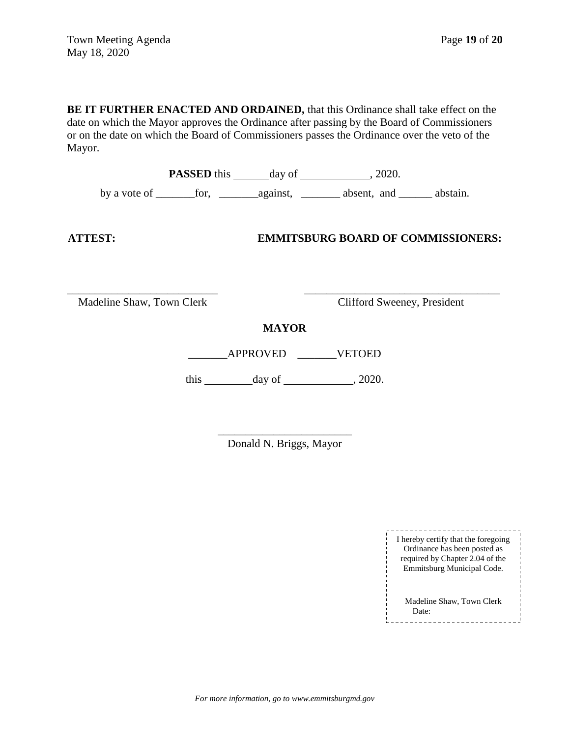**BE IT FURTHER ENACTED AND ORDAINED,** that this Ordinance shall take effect on the date on which the Mayor approves the Ordinance after passing by the Board of Commissioners or on the date on which the Board of Commissioners passes the Ordinance over the veto of the Mayor.

**PASSED** this ______day of ____________, 2020.

by a vote of _______for, _______against, _______ absent, and ______ abstain.

**ATTEST:** **EMMITSBURG BOARD OF COMMISSIONERS:**

___________________________
Madeline Shaw, Town Clerk

___________________________________
Clifford Sweeney, President

**MAYOR**

_______APPROVED _______VETOED

this _________day of ____________, 2020.

________________________
Donald N. Briggs, Mayor

I hereby certify that the foregoing Ordinance has been posted as required by Chapter 2.04 of the Emmitsburg Municipal Code.

Madeline Shaw, Town Clerk
Date:

*For more information, go to www.emmitsburgmd.gov*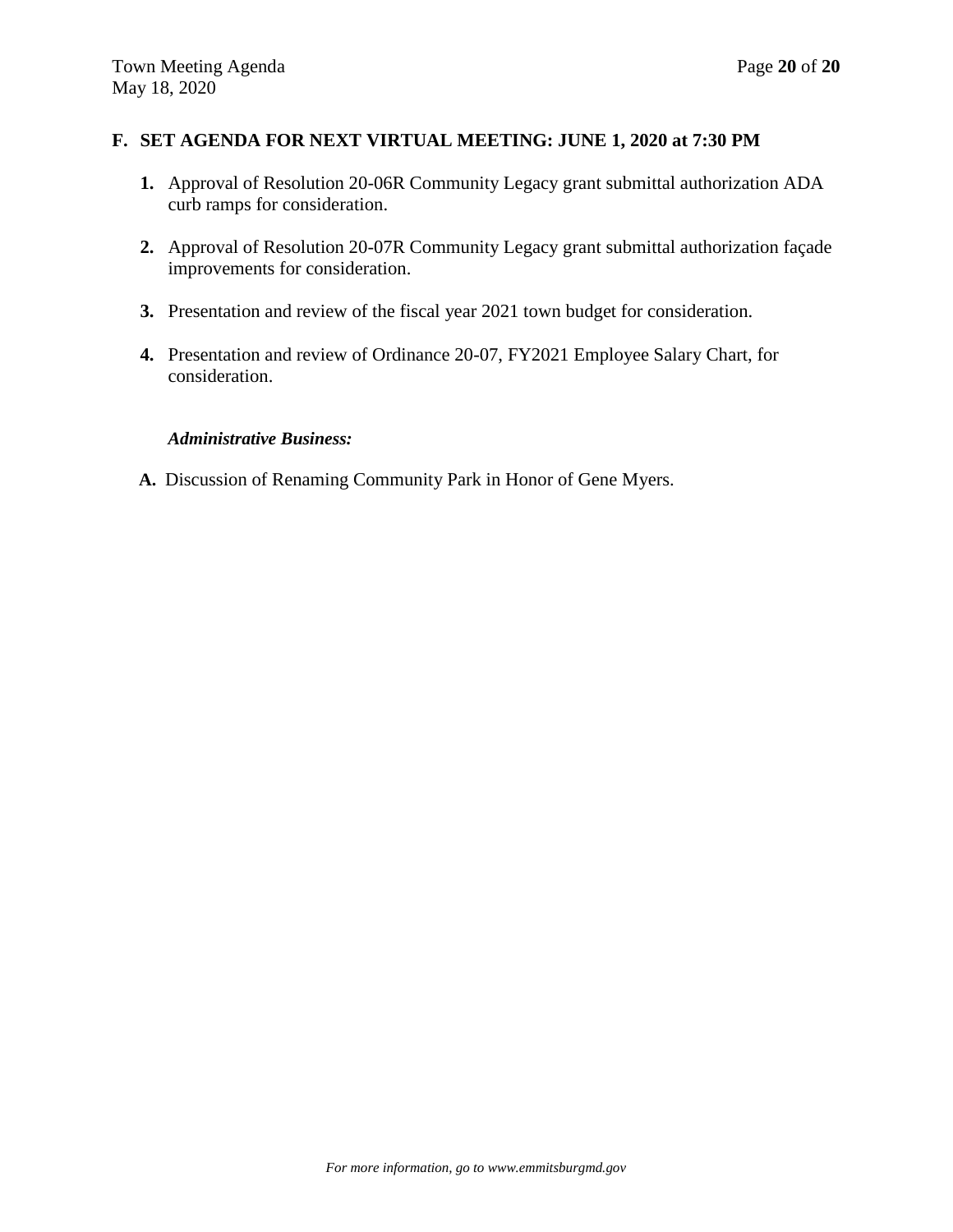## F. SET AGENDA FOR NEXT VIRTUAL MEETING: JUNE 1, 2020 at 7:30 PM

1. Approval of Resolution 20-06R Community Legacy grant submittal authorization ADA curb ramps for consideration.

2. Approval of Resolution 20-07R Community Legacy grant submittal authorization façade improvements for consideration.

3. Presentation and review of the fiscal year 2021 town budget for consideration.

4. Presentation and review of Ordinance 20-07, FY2021 Employee Salary Chart, for consideration.

***Administrative Business:***

**A.** Discussion of Renaming Community Park in Honor of Gene Myers.

*For more information, go to www.emmitsburgmd.gov*